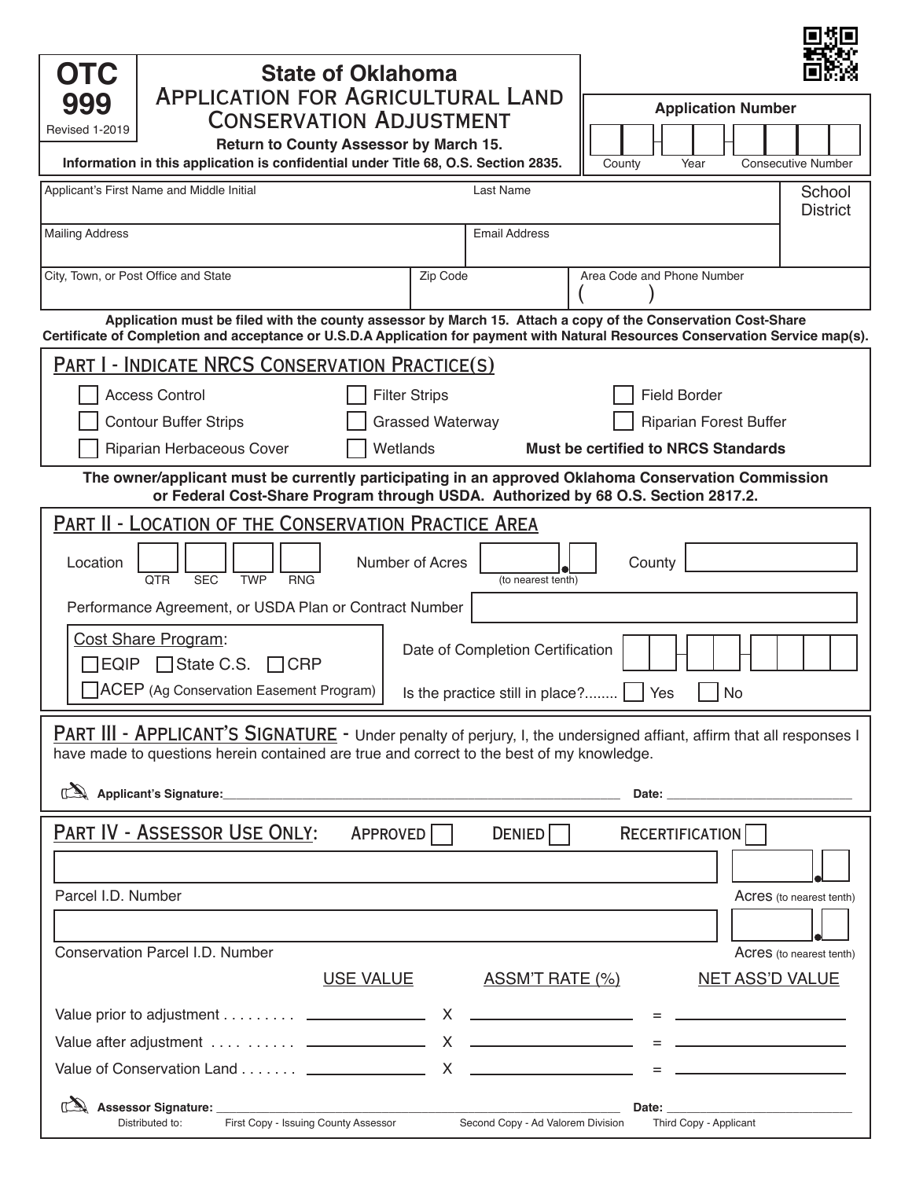**OTC 999**
Revised 1-2019

# State of Oklahoma
## Application for Agricultural Land Conservation Adjustment

**Return to County Assessor by March 15.**
**Information in this application is confidential under Title 68, O.S. Section 2835.**

**Application Number**

| County | Year | Consecutive Number |
|---|---|---|
| | | |

| Applicant's First Name and Middle Initial | Last Name | | School District |
|---|---|---|---|
| Mailing Address | Email Address | | |
| City, Town, or Post Office and State | Zip Code | Area Code and Phone Number ( ) | |

**Application must be filed with the county assessor by March 15. Attach a copy of the Conservation Cost-Share Certificate of Completion and acceptance or U.S.D.A Application for payment with Natural Resources Conservation Service map(s).**

## Part I - Indicate NRCS Conservation Practice(s)

- ☐ Access Control
- ☐ Filter Strips
- ☐ Field Border
- ☐ Contour Buffer Strips
- ☐ Grassed Waterway
- ☐ Riparian Forest Buffer
- ☐ Riparian Herbaceous Cover
- ☐ Wetlands

**Must be certified to NRCS Standards**

**The owner/applicant must be currently participating in an approved Oklahoma Conservation Commission or Federal Cost-Share Program through USDA. Authorized by 68 O.S. Section 2817.2.**

## Part II - Location of the Conservation Practice Area

Location: QTR ____ SEC ____ TWP ____ RNG ____

Number of Acres ________ (to nearest tenth)

County ________

Performance Agreement, or USDA Plan or Contract Number ________

Cost Share Program:
☐ EQIP ☐ State C.S. ☐ CRP
☐ ACEP (Ag Conservation Easement Program)

Date of Completion Certification ____ - ____ - ________

Is the practice still in place?........ ☐ Yes ☐ No

## Part III - Applicant's Signature

Under penalty of perjury, I, the undersigned affiant, affirm that all responses I have made to questions herein contained are true and correct to the best of my knowledge.

**Applicant's Signature:** ______________________________ **Date:** ______________

## Part IV - Assessor Use Only:

Approved ☐ Denied ☐ Recertification ☐

Parcel I.D. Number ______________________ Acres (to nearest tenth) ________

Conservation Parcel I.D. Number ______________________ Acres (to nearest tenth) ________

| | USE VALUE | | ASSM'T RATE (%) | | NET ASS'D VALUE |
|---|---|---|---|---|---|
| Value prior to adjustment . . . . . . . . . | | X | | = | |
| Value after adjustment . . . . . . . . . . | | X | | = | |
| Value of Conservation Land . . . . . . . | | X | | = | |

**Assessor Signature:** ______________________________ **Date:** ______________

Distributed to: First Copy - Issuing County Assessor; Second Copy - Ad Valorem Division; Third Copy - Applicant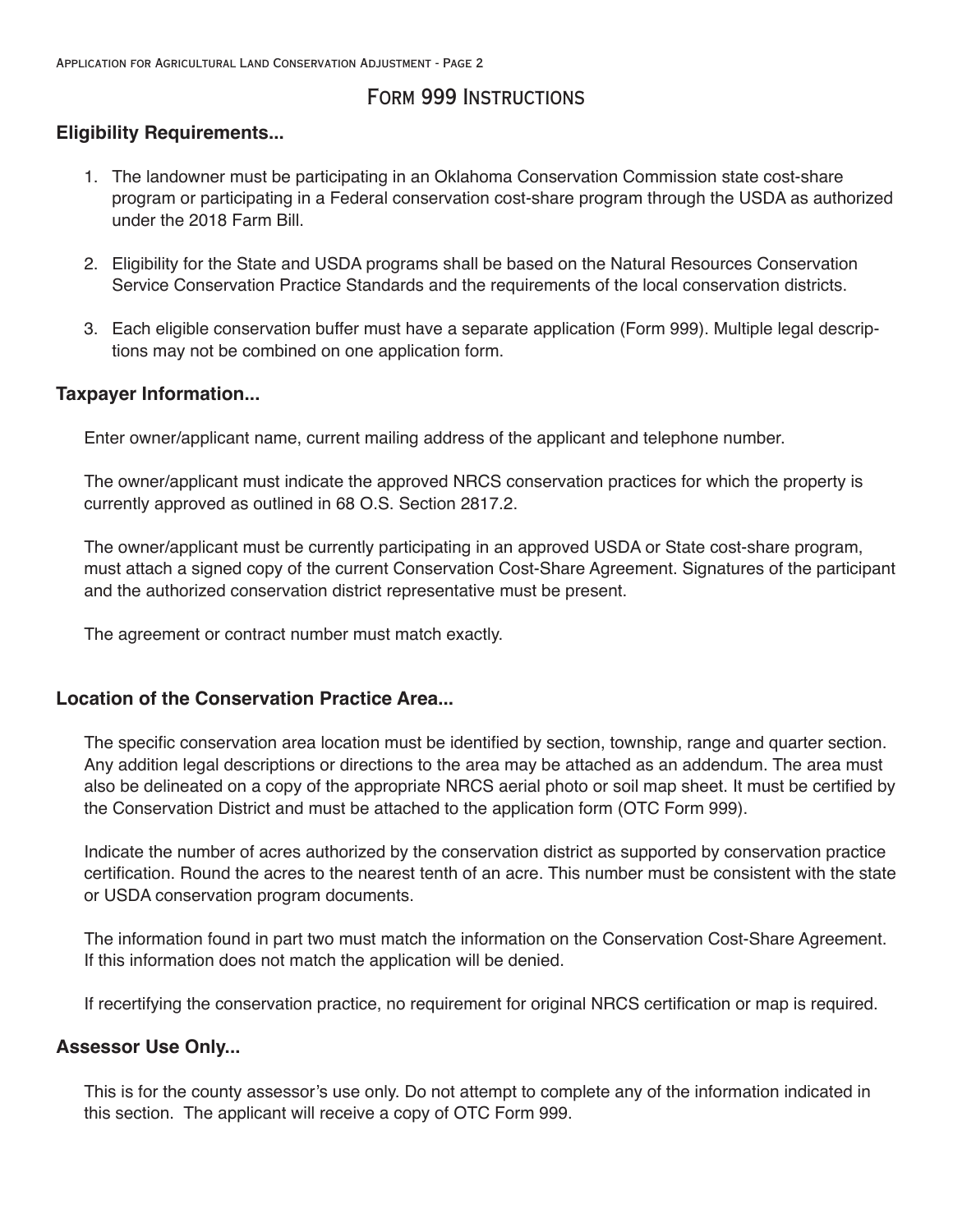# Form 999 Instructions

### Eligibility Requirements...

1. The landowner must be participating in an Oklahoma Conservation Commission state cost-share program or participating in a Federal conservation cost-share program through the USDA as authorized under the 2018 Farm Bill.

2. Eligibility for the State and USDA programs shall be based on the Natural Resources Conservation Service Conservation Practice Standards and the requirements of the local conservation districts.

3. Each eligible conservation buffer must have a separate application (Form 999). Multiple legal descriptions may not be combined on one application form.

### Taxpayer Information...

Enter owner/applicant name, current mailing address of the applicant and telephone number.

The owner/applicant must indicate the approved NRCS conservation practices for which the property is currently approved as outlined in 68 O.S. Section 2817.2.

The owner/applicant must be currently participating in an approved USDA or State cost-share program, must attach a signed copy of the current Conservation Cost-Share Agreement. Signatures of the participant and the authorized conservation district representative must be present.

The agreement or contract number must match exactly.

### Location of the Conservation Practice Area...

The specific conservation area location must be identified by section, township, range and quarter section. Any addition legal descriptions or directions to the area may be attached as an addendum. The area must also be delineated on a copy of the appropriate NRCS aerial photo or soil map sheet. It must be certified by the Conservation District and must be attached to the application form (OTC Form 999).

Indicate the number of acres authorized by the conservation district as supported by conservation practice certification. Round the acres to the nearest tenth of an acre. This number must be consistent with the state or USDA conservation program documents.

The information found in part two must match the information on the Conservation Cost-Share Agreement. If this information does not match the application will be denied.

If recertifying the conservation practice, no requirement for original NRCS certification or map is required.

### Assessor Use Only...

This is for the county assessor's use only. Do not attempt to complete any of the information indicated in this section. The applicant will receive a copy of OTC Form 999.